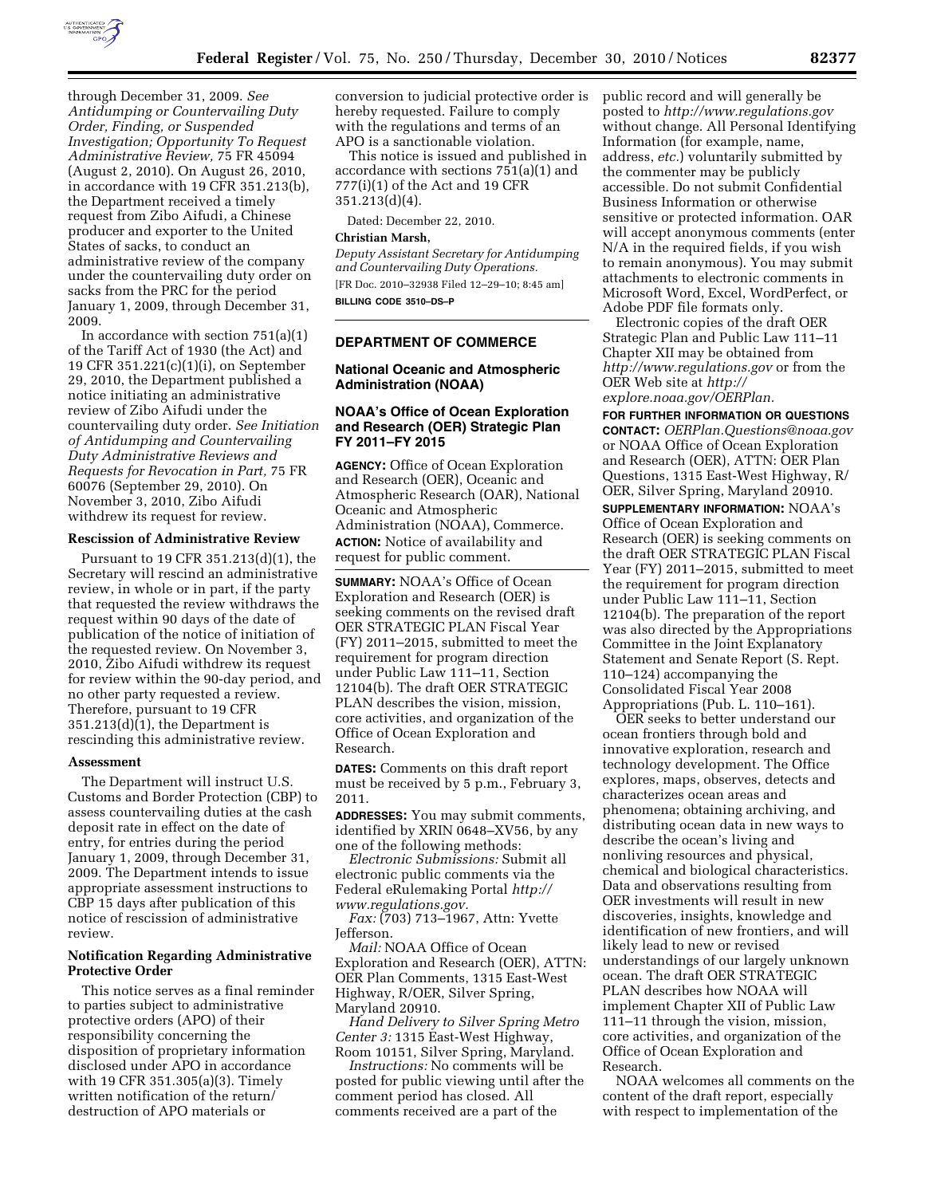through December 31, 2009. *See Antidumping or Countervailing Duty Order, Finding, or Suspended Investigation; Opportunity To Request Administrative Review,* 75 FR 45094 (August 2, 2010). On August 26, 2010, in accordance with 19 CFR 351.213(b), the Department received a timely request from Zibo Aifudi, a Chinese producer and exporter to the United States of sacks, to conduct an administrative review of the company under the countervailing duty order on sacks from the PRC for the period January 1, 2009, through December 31, 2009.

In accordance with section 751(a)(1) of the Tariff Act of 1930 (the Act) and 19 CFR 351.221(c)(1)(i), on September 29, 2010, the Department published a notice initiating an administrative review of Zibo Aifudi under the countervailing duty order. *See Initiation of Antidumping and Countervailing Duty Administrative Reviews and Requests for Revocation in Part,* 75 FR 60076 (September 29, 2010). On November 3, 2010, Zibo Aifudi withdrew its request for review.

### Rescission of Administrative Review

Pursuant to 19 CFR 351.213(d)(1), the Secretary will rescind an administrative review, in whole or in part, if the party that requested the review withdraws the request within 90 days of the date of publication of the notice of initiation of the requested review. On November 3, 2010, Zibo Aifudi withdrew its request for review within the 90-day period, and no other party requested a review. Therefore, pursuant to 19 CFR 351.213(d)(1), the Department is rescinding this administrative review.

### Assessment

The Department will instruct U.S. Customs and Border Protection (CBP) to assess countervailing duties at the cash deposit rate in effect on the date of entry, for entries during the period January 1, 2009, through December 31, 2009. The Department intends to issue appropriate assessment instructions to CBP 15 days after publication of this notice of rescission of administrative review.

### Notification Regarding Administrative Protective Order

This notice serves as a final reminder to parties subject to administrative protective orders (APO) of their responsibility concerning the disposition of proprietary information disclosed under APO in accordance with 19 CFR 351.305(a)(3). Timely written notification of the return/destruction of APO materials or conversion to judicial protective order is hereby requested. Failure to comply with the regulations and terms of an APO is a sanctionable violation.

This notice is issued and published in accordance with sections 751(a)(1) and 777(i)(1) of the Act and 19 CFR 351.213(d)(4).

Dated: December 22, 2010.

**Christian Marsh,**

*Deputy Assistant Secretary for Antidumping and Countervailing Duty Operations.*

[FR Doc. 2010–32938 Filed 12–29–10; 8:45 am]

**BILLING CODE 3510–DS–P**

---

## DEPARTMENT OF COMMERCE

### National Oceanic and Atmospheric Administration (NOAA)

### NOAA's Office of Ocean Exploration and Research (OER) Strategic Plan FY 2011–FY 2015

**AGENCY:** Office of Ocean Exploration and Research (OER), Oceanic and Atmospheric Research (OAR), National Oceanic and Atmospheric Administration (NOAA), Commerce.

**ACTION:** Notice of availability and request for public comment.

**SUMMARY:** NOAA's Office of Ocean Exploration and Research (OER) is seeking comments on the revised draft OER STRATEGIC PLAN Fiscal Year (FY) 2011–2015, submitted to meet the requirement for program direction under Public Law 111–11, Section 12104(b). The draft OER STRATEGIC PLAN describes the vision, mission, core activities, and organization of the Office of Ocean Exploration and Research.

**DATES:** Comments on this draft report must be received by 5 p.m., February 3, 2011.

**ADDRESSES:** You may submit comments, identified by XRIN 0648–XV56, by any one of the following methods:

*Electronic Submissions:* Submit all electronic public comments via the Federal eRulemaking Portal *http://www.regulations.gov.*

*Fax:* (703) 713–1967, Attn: Yvette Jefferson.

*Mail:* NOAA Office of Ocean Exploration and Research (OER), ATTN: OER Plan Comments, 1315 East-West Highway, R/OER, Silver Spring, Maryland 20910.

*Hand Delivery to Silver Spring Metro Center 3:* 1315 East-West Highway, Room 10151, Silver Spring, Maryland.

*Instructions:* No comments will be posted for public viewing until after the comment period has closed. All comments received are a part of the public record and will generally be posted to *http://www.regulations.gov* without change. All Personal Identifying Information (for example, name, address, *etc.*) voluntarily submitted by the commenter may be publicly accessible. Do not submit Confidential Business Information or otherwise sensitive or protected information. OAR will accept anonymous comments (enter N/A in the required fields, if you wish to remain anonymous). You may submit attachments to electronic comments in Microsoft Word, Excel, WordPerfect, or Adobe PDF file formats only.

Electronic copies of the draft OER Strategic Plan and Public Law 111–11 Chapter XII may be obtained from *http://www.regulations.gov* or from the OER Web site at *http://explore.noaa.gov/OERPlan.*

**FOR FURTHER INFORMATION OR QUESTIONS CONTACT:** *OERPlan.Questions@noaa.gov* or NOAA Office of Ocean Exploration and Research (OER), ATTN: OER Plan Questions, 1315 East-West Highway, R/OER, Silver Spring, Maryland 20910.

**SUPPLEMENTARY INFORMATION:** NOAA's Office of Ocean Exploration and Research (OER) is seeking comments on the draft OER STRATEGIC PLAN Fiscal Year (FY) 2011–2015, submitted to meet the requirement for program direction under Public Law 111–11, Section 12104(b). The preparation of the report was also directed by the Appropriations Committee in the Joint Explanatory Statement and Senate Report (S. Rept. 110–124) accompanying the Consolidated Fiscal Year 2008 Appropriations (Pub. L. 110–161).

OER seeks to better understand our ocean frontiers through bold and innovative exploration, research and technology development. The Office explores, maps, observes, detects and characterizes ocean areas and phenomena; obtaining archiving, and distributing ocean data in new ways to describe the ocean's living and nonliving resources and physical, chemical and biological characteristics. Data and observations resulting from OER investments will result in new discoveries, insights, knowledge and identification of new frontiers, and will likely lead to new or revised understandings of our largely unknown ocean. The draft OER STRATEGIC PLAN describes how NOAA will implement Chapter XII of Public Law 111–11 through the vision, mission, core activities, and organization of the Office of Ocean Exploration and Research.

NOAA welcomes all comments on the content of the draft report, especially with respect to implementation of the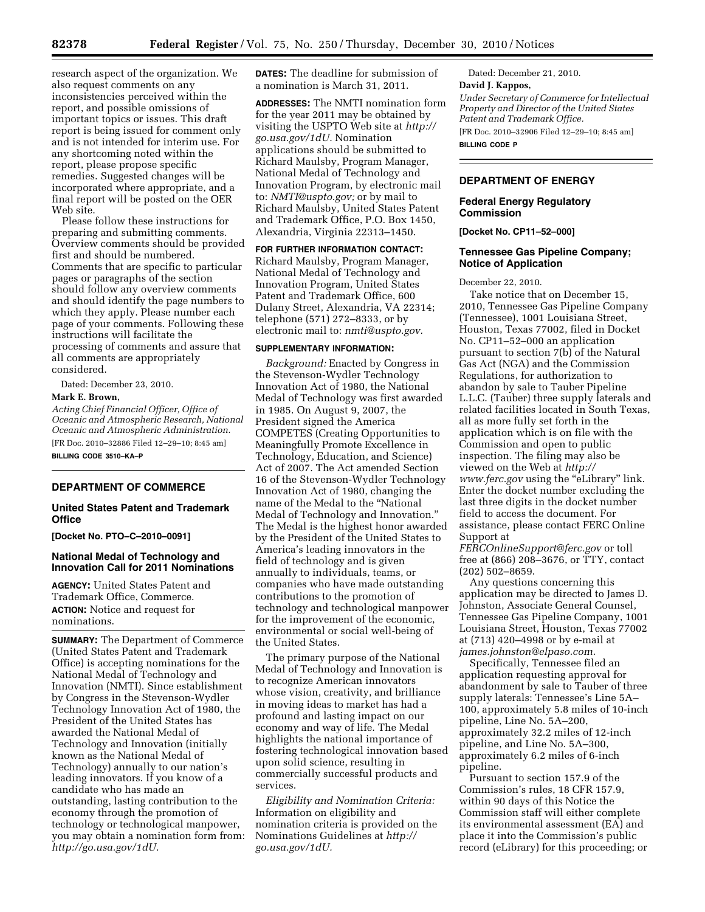research aspect of the organization. We also request comments on any inconsistencies perceived within the report, and possible omissions of important topics or issues. This draft report is being issued for comment only and is not intended for interim use. For any shortcoming noted within the report, please propose specific remedies. Suggested changes will be incorporated where appropriate, and a final report will be posted on the OER Web site.

Please follow these instructions for preparing and submitting comments. Overview comments should be provided first and should be numbered. Comments that are specific to particular pages or paragraphs of the section should follow any overview comments and should identify the page numbers to which they apply. Please number each page of your comments. Following these instructions will facilitate the processing of comments and assure that all comments are appropriately considered.

Dated: December 23, 2010.

**Mark E. Brown,**

*Acting Chief Financial Officer, Office of Oceanic and Atmospheric Research, National Oceanic and Atmospheric Administration.*

[FR Doc. 2010–32886 Filed 12–29–10; 8:45 am]

**BILLING CODE 3510–KA–P**

## DEPARTMENT OF COMMERCE

### United States Patent and Trademark Office

**[Docket No. PTO–C–2010–0091]**

### National Medal of Technology and Innovation Call for 2011 Nominations

**AGENCY:** United States Patent and Trademark Office, Commerce.

**ACTION:** Notice and request for nominations.

**SUMMARY:** The Department of Commerce (United States Patent and Trademark Office) is accepting nominations for the National Medal of Technology and Innovation (NMTI). Since establishment by Congress in the Stevenson-Wydler Technology Innovation Act of 1980, the President of the United States has awarded the National Medal of Technology and Innovation (initially known as the National Medal of Technology) annually to our nation's leading innovators. If you know of a candidate who has made an outstanding, lasting contribution to the economy through the promotion of technology or technological manpower, you may obtain a nomination form from: *http://go.usa.gov/1dU.*

**DATES:** The deadline for submission of a nomination is March 31, 2011.

**ADDRESSES:** The NMTI nomination form for the year 2011 may be obtained by visiting the USPTO Web site at *http://go.usa.gov/1dU.* Nomination applications should be submitted to Richard Maulsby, Program Manager, National Medal of Technology and Innovation Program, by electronic mail to: *NMTI@uspto.gov;* or by mail to Richard Maulsby, United States Patent and Trademark Office, P.O. Box 1450, Alexandria, Virginia 22313–1450.

**FOR FURTHER INFORMATION CONTACT:** Richard Maulsby, Program Manager, National Medal of Technology and Innovation Program, United States Patent and Trademark Office, 600 Dulany Street, Alexandria, VA 22314; telephone (571) 272–8333, or by electronic mail to: *nmti@uspto.gov.*

**SUPPLEMENTARY INFORMATION:**

*Background:* Enacted by Congress in the Stevenson-Wydler Technology Innovation Act of 1980, the National Medal of Technology was first awarded in 1985. On August 9, 2007, the President signed the America COMPETES (Creating Opportunities to Meaningfully Promote Excellence in Technology, Education, and Science) Act of 2007. The Act amended Section 16 of the Stevenson-Wydler Technology Innovation Act of 1980, changing the name of the Medal to the "National Medal of Technology and Innovation." The Medal is the highest honor awarded by the President of the United States to America's leading innovators in the field of technology and is given annually to individuals, teams, or companies who have made outstanding contributions to the promotion of technology and technological manpower for the improvement of the economic, environmental or social well-being of the United States.

The primary purpose of the National Medal of Technology and Innovation is to recognize American innovators whose vision, creativity, and brilliance in moving ideas to market has had a profound and lasting impact on our economy and way of life. The Medal highlights the national importance of fostering technological innovation based upon solid science, resulting in commercially successful products and services.

*Eligibility and Nomination Criteria:* Information on eligibility and nomination criteria is provided on the Nominations Guidelines at *http://go.usa.gov/1dU.*

Dated: December 21, 2010.

**David J. Kappos,**

*Under Secretary of Commerce for Intellectual Property and Director of the United States Patent and Trademark Office.*

[FR Doc. 2010–32906 Filed 12–29–10; 8:45 am]

**BILLING CODE P**

## DEPARTMENT OF ENERGY

### Federal Energy Regulatory Commission

**[Docket No. CP11–52–000]**

### Tennessee Gas Pipeline Company; Notice of Application

December 22, 2010.

Take notice that on December 15, 2010, Tennessee Gas Pipeline Company (Tennessee), 1001 Louisiana Street, Houston, Texas 77002, filed in Docket No. CP11–52–000 an application pursuant to section 7(b) of the Natural Gas Act (NGA) and the Commission Regulations, for authorization to abandon by sale to Tauber Pipeline L.L.C. (Tauber) three supply laterals and related facilities located in South Texas, all as more fully set forth in the application which is on file with the Commission and open to public inspection. The filing may also be viewed on the Web at *http://www.ferc.gov* using the "eLibrary" link. Enter the docket number excluding the last three digits in the docket number field to access the document. For assistance, please contact FERC Online Support at *FERCOnlineSupport@ferc.gov* or toll free at (866) 208–3676, or TTY, contact (202) 502–8659.

Any questions concerning this application may be directed to James D. Johnston, Associate General Counsel, Tennessee Gas Pipeline Company, 1001 Louisiana Street, Houston, Texas 77002 at (713) 420–4998 or by e-mail at *james.johnston@elpaso.com.*

Specifically, Tennessee filed an application requesting approval for abandonment by sale to Tauber of three supply laterals: Tennessee's Line 5A–100, approximately 5.8 miles of 10-inch pipeline, Line No. 5A–200, approximately 32.2 miles of 12-inch pipeline, and Line No. 5A–300, approximately 6.2 miles of 6-inch pipeline.

Pursuant to section 157.9 of the Commission's rules, 18 CFR 157.9, within 90 days of this Notice the Commission staff will either complete its environmental assessment (EA) and place it into the Commission's public record (eLibrary) for this proceeding; or